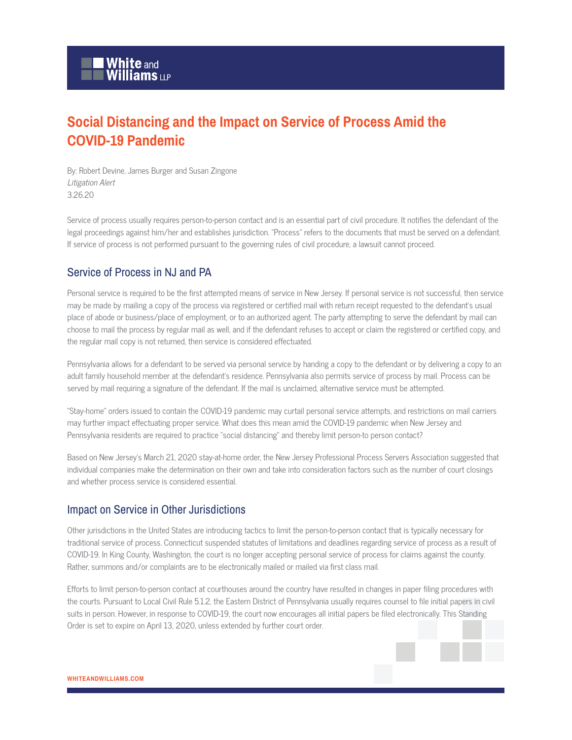# Social Distancing and the Impact on Service of Process Amid the COVID-19 Pandemic

By: Robert Devine, James Burger and Susan Zingone
*Litigation Alert*
3.26.20

Service of process usually requires person-to-person contact and is an essential part of civil procedure. It notifies the defendant of the legal proceedings against him/her and establishes jurisdiction. "Process" refers to the documents that must be served on a defendant. If service of process is not performed pursuant to the governing rules of civil procedure, a lawsuit cannot proceed.

## Service of Process in NJ and PA

Personal service is required to be the first attempted means of service in New Jersey. If personal service is not successful, then service may be made by mailing a copy of the process via registered or certified mail with return receipt requested to the defendant's usual place of abode or business/place of employment, or to an authorized agent. The party attempting to serve the defendant by mail can choose to mail the process by regular mail as well, and if the defendant refuses to accept or claim the registered or certified copy, and the regular mail copy is not returned, then service is considered effectuated.

Pennsylvania allows for a defendant to be served via personal service by handing a copy to the defendant or by delivering a copy to an adult family household member at the defendant's residence. Pennsylvania also permits service of process by mail. Process can be served by mail requiring a signature of the defendant. If the mail is unclaimed, alternative service must be attempted.

"Stay-home" orders issued to contain the COVID-19 pandemic may curtail personal service attempts, and restrictions on mail carriers may further impact effectuating proper service. What does this mean amid the COVID-19 pandemic when New Jersey and Pennsylvania residents are required to practice "social distancing" and thereby limit person-to person contact?

Based on New Jersey's March 21, 2020 stay-at-home order, the New Jersey Professional Process Servers Association suggested that individual companies make the determination on their own and take into consideration factors such as the number of court closings and whether process service is considered essential.

## Impact on Service in Other Jurisdictions

Other jurisdictions in the United States are introducing tactics to limit the person-to-person contact that is typically necessary for traditional service of process. Connecticut suspended statutes of limitations and deadlines regarding service of process as a result of COVID-19. In King County, Washington, the court is no longer accepting personal service of process for claims against the county. Rather, summons and/or complaints are to be electronically mailed or mailed via first class mail.

Efforts to limit person-to-person contact at courthouses around the country have resulted in changes in paper filing procedures with the courts. Pursuant to Local Civil Rule 5.1.2, the Eastern District of Pennsylvania usually requires counsel to file initial papers in civil suits in person. However, in response to COVID-19, the court now encourages all initial papers be filed electronically. This Standing Order is set to expire on April 13, 2020, unless extended by further court order.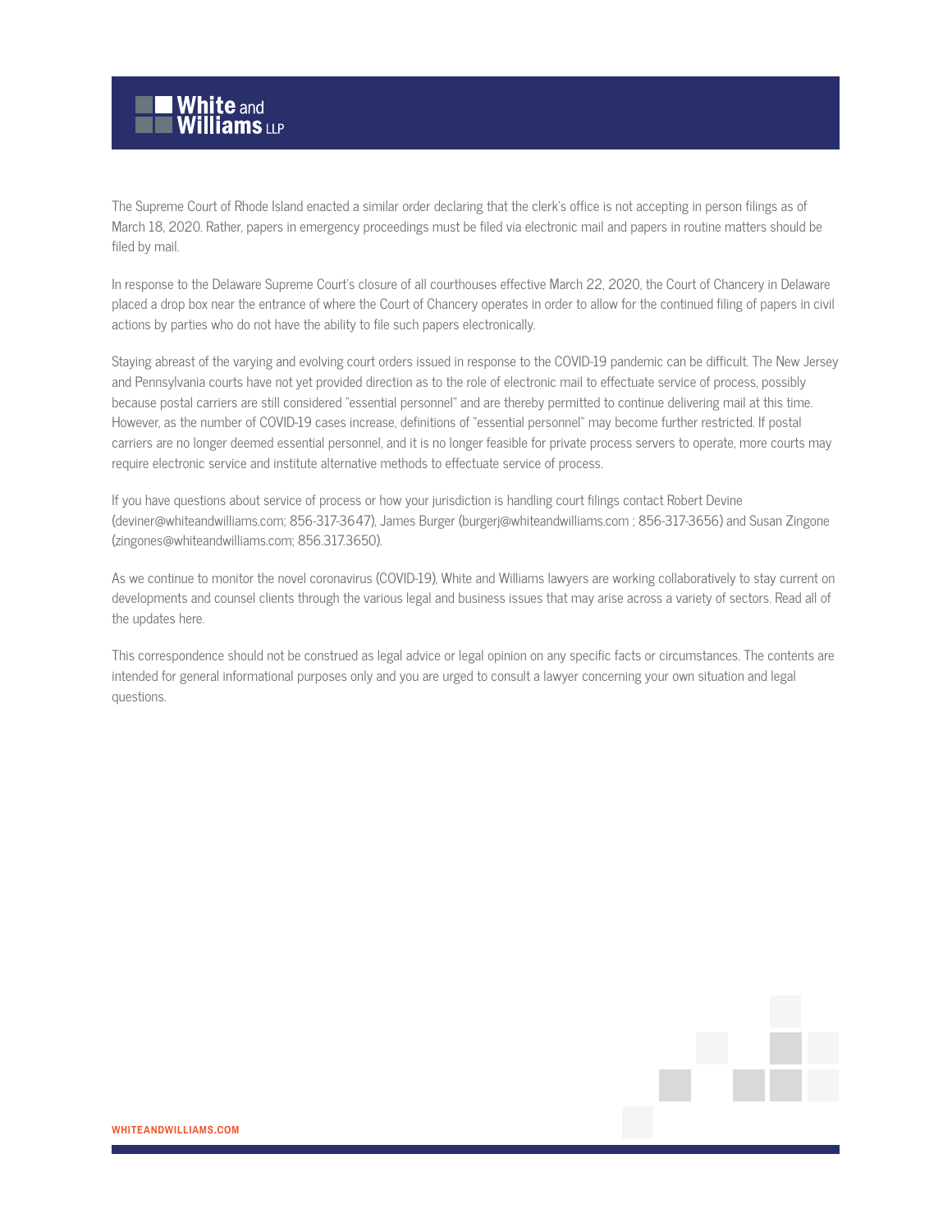The Supreme Court of Rhode Island enacted a similar order declaring that the clerk's office is not accepting in person filings as of March 18, 2020. Rather, papers in emergency proceedings must be filed via electronic mail and papers in routine matters should be filed by mail.

In response to the Delaware Supreme Court's closure of all courthouses effective March 22, 2020, the Court of Chancery in Delaware placed a drop box near the entrance of where the Court of Chancery operates in order to allow for the continued filing of papers in civil actions by parties who do not have the ability to file such papers electronically.

Staying abreast of the varying and evolving court orders issued in response to the COVID-19 pandemic can be difficult. The New Jersey and Pennsylvania courts have not yet provided direction as to the role of electronic mail to effectuate service of process, possibly because postal carriers are still considered "essential personnel" and are thereby permitted to continue delivering mail at this time. However, as the number of COVID-19 cases increase, definitions of "essential personnel" may become further restricted. If postal carriers are no longer deemed essential personnel, and it is no longer feasible for private process servers to operate, more courts may require electronic service and institute alternative methods to effectuate service of process.

If you have questions about service of process or how your jurisdiction is handling court filings contact Robert Devine (deviner@whiteandwilliams.com; 856-317-3647), James Burger (burgerj@whiteandwilliams.com ; 856-317-3656) and Susan Zingone (zingones@whiteandwilliams.com; 856.317.3650).

As we continue to monitor the novel coronavirus (COVID-19), White and Williams lawyers are working collaboratively to stay current on developments and counsel clients through the various legal and business issues that may arise across a variety of sectors. Read all of the updates here.

This correspondence should not be construed as legal advice or legal opinion on any specific facts or circumstances. The contents are intended for general informational purposes only and you are urged to consult a lawyer concerning your own situation and legal questions.